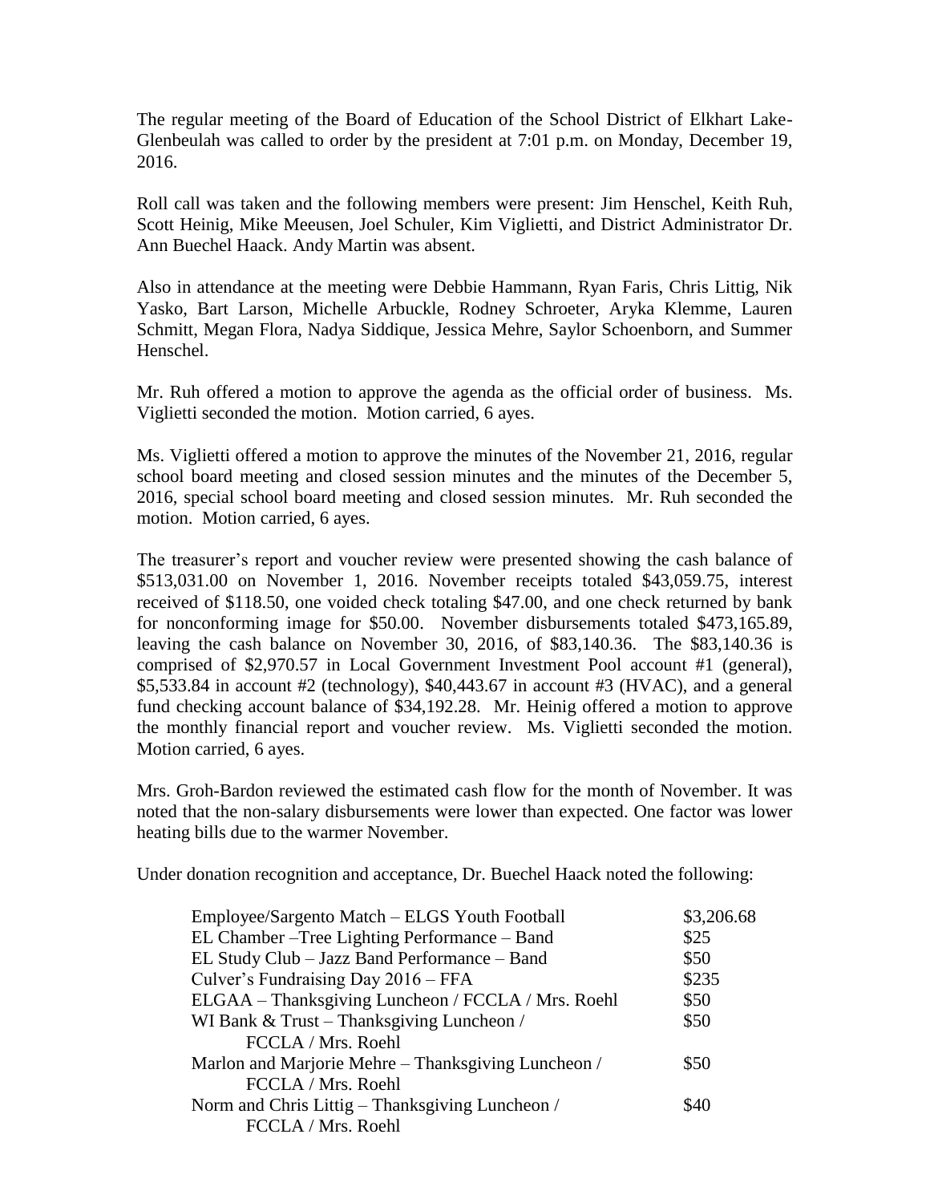The regular meeting of the Board of Education of the School District of Elkhart Lake-Glenbeulah was called to order by the president at 7:01 p.m. on Monday, December 19, 2016.

Roll call was taken and the following members were present: Jim Henschel, Keith Ruh, Scott Heinig, Mike Meeusen, Joel Schuler, Kim Viglietti, and District Administrator Dr. Ann Buechel Haack. Andy Martin was absent.

Also in attendance at the meeting were Debbie Hammann, Ryan Faris, Chris Littig, Nik Yasko, Bart Larson, Michelle Arbuckle, Rodney Schroeter, Aryka Klemme, Lauren Schmitt, Megan Flora, Nadya Siddique, Jessica Mehre, Saylor Schoenborn, and Summer Henschel.

Mr. Ruh offered a motion to approve the agenda as the official order of business. Ms. Viglietti seconded the motion. Motion carried, 6 ayes.

Ms. Viglietti offered a motion to approve the minutes of the November 21, 2016, regular school board meeting and closed session minutes and the minutes of the December 5, 2016, special school board meeting and closed session minutes. Mr. Ruh seconded the motion. Motion carried, 6 ayes.

The treasurer's report and voucher review were presented showing the cash balance of $513,031.00 on November 1, 2016. November receipts totaled $43,059.75, interest received of $118.50, one voided check totaling $47.00, and one check returned by bank for nonconforming image for $50.00. November disbursements totaled $473,165.89, leaving the cash balance on November 30, 2016, of $83,140.36. The $83,140.36 is comprised of $2,970.57 in Local Government Investment Pool account #1 (general), $5,533.84 in account #2 (technology), $40,443.67 in account #3 (HVAC), and a general fund checking account balance of $34,192.28. Mr. Heinig offered a motion to approve the monthly financial report and voucher review. Ms. Viglietti seconded the motion. Motion carried, 6 ayes.

Mrs. Groh-Bardon reviewed the estimated cash flow for the month of November. It was noted that the non-salary disbursements were lower than expected. One factor was lower heating bills due to the warmer November.

Under donation recognition and acceptance, Dr. Buechel Haack noted the following:

| | |
|---|---|
| Employee/Sargento Match – ELGS Youth Football | $3,206.68 |
| EL Chamber –Tree Lighting Performance – Band | $25 |
| EL Study Club – Jazz Band Performance – Band | $50 |
| Culver's Fundraising Day 2016 – FFA | $235 |
| ELGAA – Thanksgiving Luncheon / FCCLA / Mrs. Roehl | $50 |
| WI Bank & Trust – Thanksgiving Luncheon / FCCLA / Mrs. Roehl | $50 |
| Marlon and Marjorie Mehre – Thanksgiving Luncheon / FCCLA / Mrs. Roehl | $50 |
| Norm and Chris Littig – Thanksgiving Luncheon / FCCLA / Mrs. Roehl | $40 |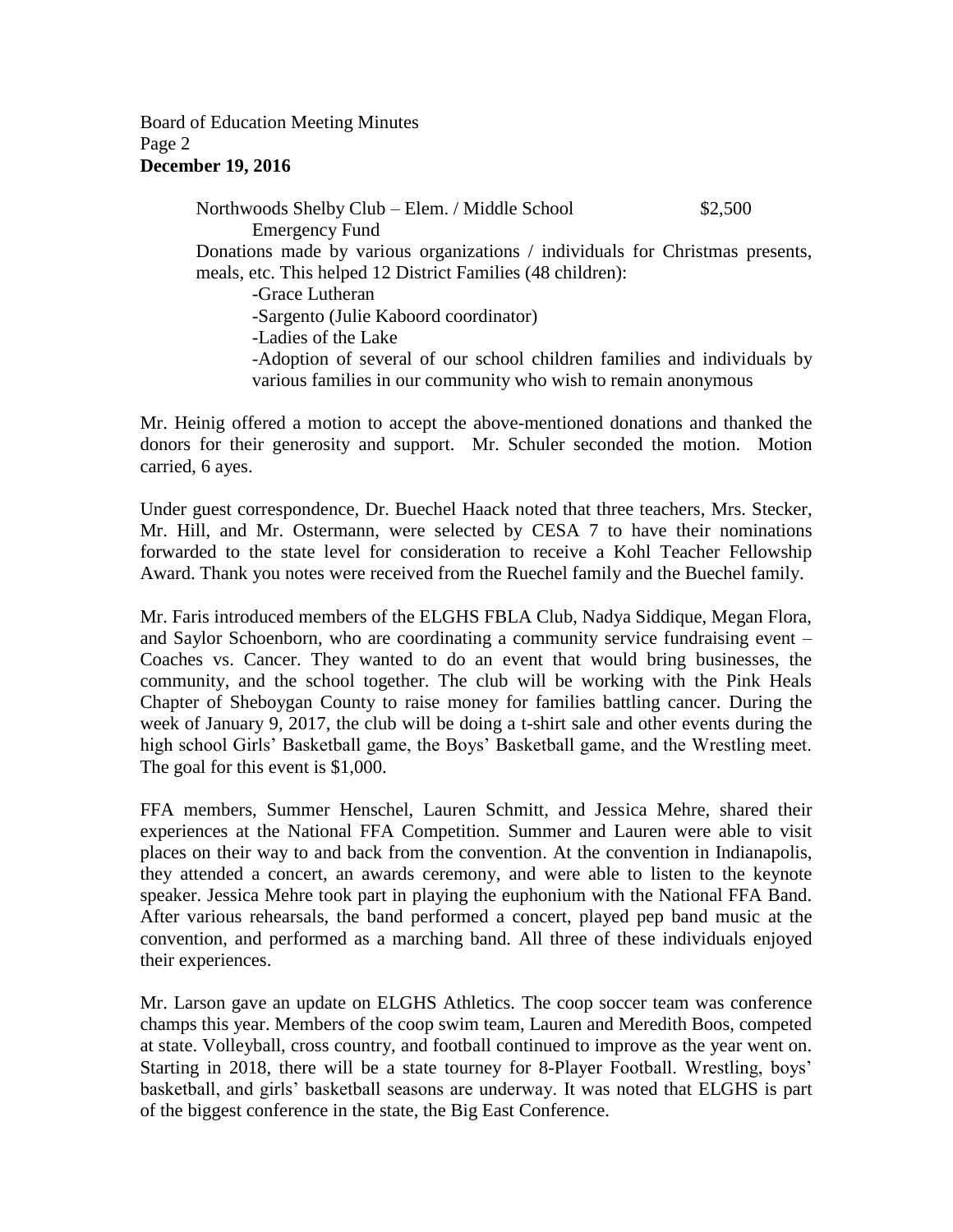Northwoods Shelby Club – Elem. / Middle School Emergency Fund $2,500

Donations made by various organizations / individuals for Christmas presents, meals, etc. This helped 12 District Families (48 children):

- -Grace Lutheran
- -Sargento (Julie Kaboord coordinator)
- -Ladies of the Lake
- -Adoption of several of our school children families and individuals by various families in our community who wish to remain anonymous

Mr. Heinig offered a motion to accept the above-mentioned donations and thanked the donors for their generosity and support. Mr. Schuler seconded the motion. Motion carried, 6 ayes.

Under guest correspondence, Dr. Buechel Haack noted that three teachers, Mrs. Stecker, Mr. Hill, and Mr. Ostermann, were selected by CESA 7 to have their nominations forwarded to the state level for consideration to receive a Kohl Teacher Fellowship Award. Thank you notes were received from the Ruechel family and the Buechel family.

Mr. Faris introduced members of the ELGHS FBLA Club, Nadya Siddique, Megan Flora, and Saylor Schoenborn, who are coordinating a community service fundraising event – Coaches vs. Cancer. They wanted to do an event that would bring businesses, the community, and the school together. The club will be working with the Pink Heals Chapter of Sheboygan County to raise money for families battling cancer. During the week of January 9, 2017, the club will be doing a t-shirt sale and other events during the high school Girls' Basketball game, the Boys' Basketball game, and the Wrestling meet. The goal for this event is $1,000.

FFA members, Summer Henschel, Lauren Schmitt, and Jessica Mehre, shared their experiences at the National FFA Competition. Summer and Lauren were able to visit places on their way to and back from the convention. At the convention in Indianapolis, they attended a concert, an awards ceremony, and were able to listen to the keynote speaker. Jessica Mehre took part in playing the euphonium with the National FFA Band. After various rehearsals, the band performed a concert, played pep band music at the convention, and performed as a marching band. All three of these individuals enjoyed their experiences.

Mr. Larson gave an update on ELGHS Athletics. The coop soccer team was conference champs this year. Members of the coop swim team, Lauren and Meredith Boos, competed at state. Volleyball, cross country, and football continued to improve as the year went on. Starting in 2018, there will be a state tourney for 8-Player Football. Wrestling, boys' basketball, and girls' basketball seasons are underway. It was noted that ELGHS is part of the biggest conference in the state, the Big East Conference.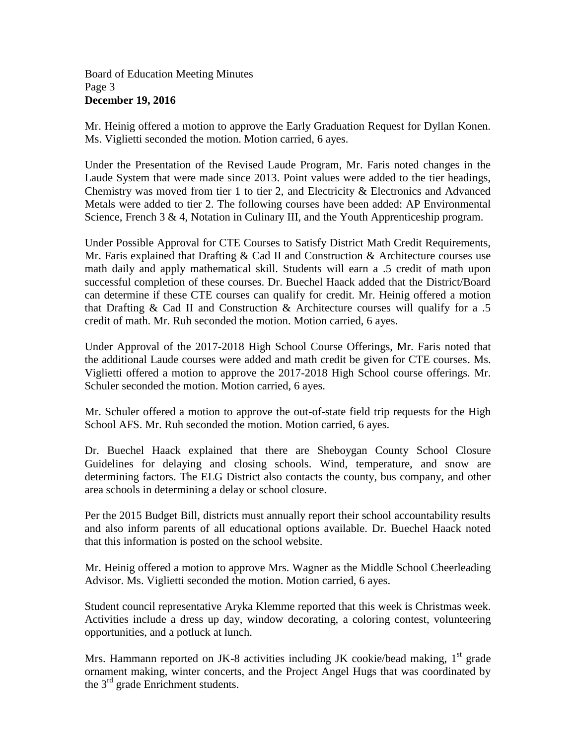Mr. Heinig offered a motion to approve the Early Graduation Request for Dyllan Konen. Ms. Viglietti seconded the motion. Motion carried, 6 ayes.

Under the Presentation of the Revised Laude Program, Mr. Faris noted changes in the Laude System that were made since 2013. Point values were added to the tier headings, Chemistry was moved from tier 1 to tier 2, and Electricity & Electronics and Advanced Metals were added to tier 2. The following courses have been added: AP Environmental Science, French 3 & 4, Notation in Culinary III, and the Youth Apprenticeship program.

Under Possible Approval for CTE Courses to Satisfy District Math Credit Requirements, Mr. Faris explained that Drafting & Cad II and Construction & Architecture courses use math daily and apply mathematical skill. Students will earn a .5 credit of math upon successful completion of these courses. Dr. Buechel Haack added that the District/Board can determine if these CTE courses can qualify for credit. Mr. Heinig offered a motion that Drafting & Cad II and Construction & Architecture courses will qualify for a .5 credit of math. Mr. Ruh seconded the motion. Motion carried, 6 ayes.

Under Approval of the 2017-2018 High School Course Offerings, Mr. Faris noted that the additional Laude courses were added and math credit be given for CTE courses. Ms. Viglietti offered a motion to approve the 2017-2018 High School course offerings. Mr. Schuler seconded the motion. Motion carried, 6 ayes.

Mr. Schuler offered a motion to approve the out-of-state field trip requests for the High School AFS. Mr. Ruh seconded the motion. Motion carried, 6 ayes.

Dr. Buechel Haack explained that there are Sheboygan County School Closure Guidelines for delaying and closing schools. Wind, temperature, and snow are determining factors. The ELG District also contacts the county, bus company, and other area schools in determining a delay or school closure.

Per the 2015 Budget Bill, districts must annually report their school accountability results and also inform parents of all educational options available. Dr. Buechel Haack noted that this information is posted on the school website.

Mr. Heinig offered a motion to approve Mrs. Wagner as the Middle School Cheerleading Advisor. Ms. Viglietti seconded the motion. Motion carried, 6 ayes.

Student council representative Aryka Klemme reported that this week is Christmas week. Activities include a dress up day, window decorating, a coloring contest, volunteering opportunities, and a potluck at lunch.

Mrs. Hammann reported on JK-8 activities including JK cookie/bead making, 1st grade ornament making, winter concerts, and the Project Angel Hugs that was coordinated by the 3rd grade Enrichment students.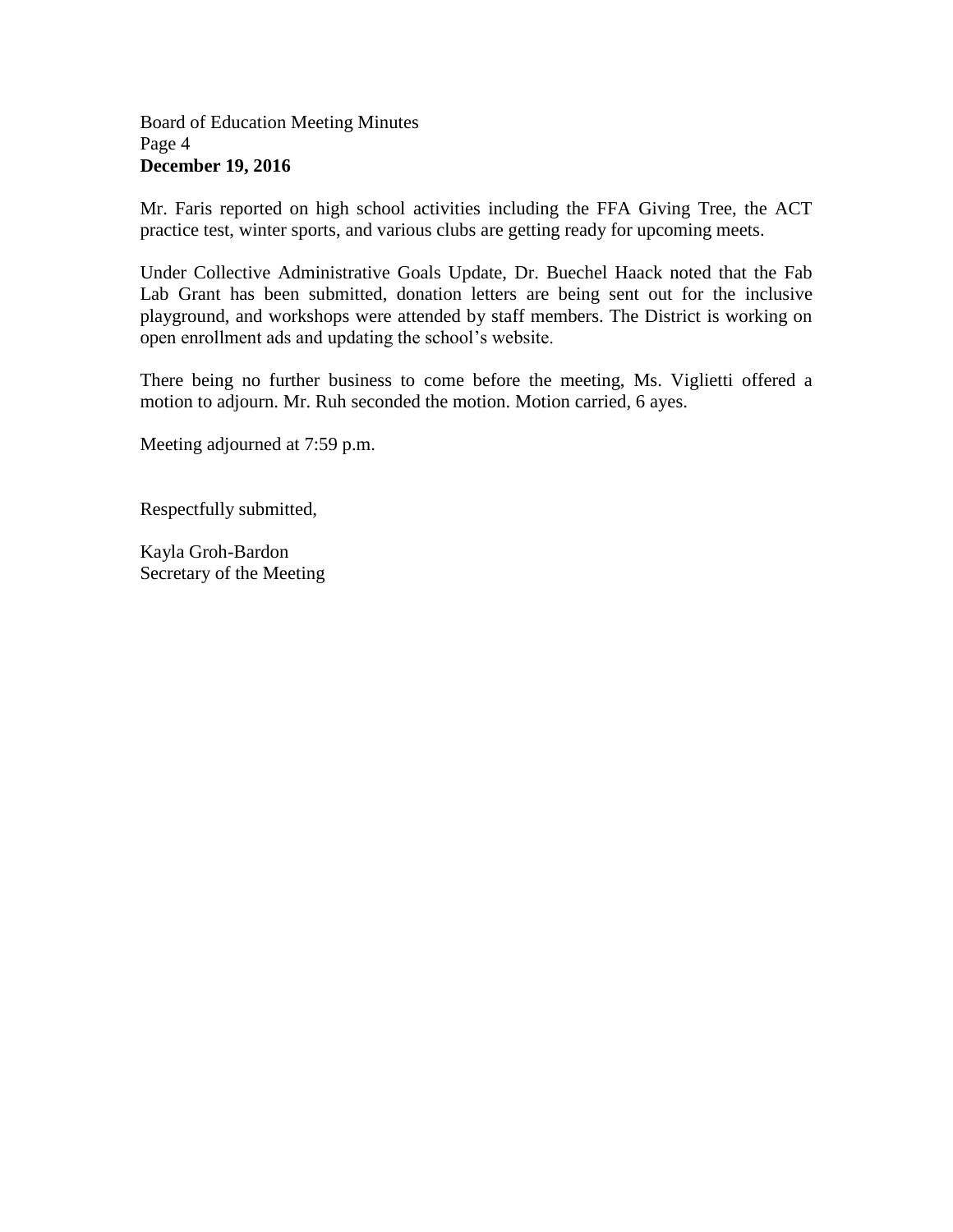Mr. Faris reported on high school activities including the FFA Giving Tree, the ACT practice test, winter sports, and various clubs are getting ready for upcoming meets.

Under Collective Administrative Goals Update, Dr. Buechel Haack noted that the Fab Lab Grant has been submitted, donation letters are being sent out for the inclusive playground, and workshops were attended by staff members. The District is working on open enrollment ads and updating the school's website.

There being no further business to come before the meeting, Ms. Viglietti offered a motion to adjourn. Mr. Ruh seconded the motion. Motion carried, 6 ayes.

Meeting adjourned at 7:59 p.m.

Respectfully submitted,

Kayla Groh-Bardon
Secretary of the Meeting